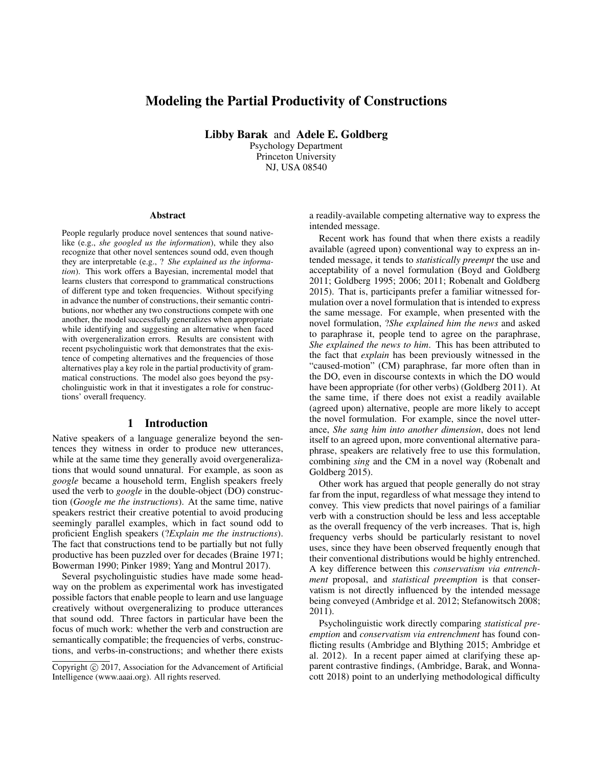# Modeling the Partial Productivity of Constructions

**Libby Barak** and **Adele E. Goldberg**
Psychology Department
Princeton University
NJ, USA 08540

### Abstract

People regularly produce novel sentences that sound native-like (e.g., *she googled us the information*), while they also recognize that other novel sentences sound odd, even though they are interpretable (e.g., ? *She explained us the information*). This work offers a Bayesian, incremental model that learns clusters that correspond to grammatical constructions of different type and token frequencies. Without specifying in advance the number of constructions, their semantic contributions, nor whether any two constructions compete with one another, the model successfully generalizes when appropriate while identifying and suggesting an alternative when faced with overgeneralization errors. Results are consistent with recent psycholinguistic work that demonstrates that the existence of competing alternatives and the frequencies of those alternatives play a key role in the partial productivity of grammatical constructions. The model also goes beyond the psycholinguistic work in that it investigates a role for constructions' overall frequency.

## 1 Introduction

Native speakers of a language generalize beyond the sentences they witness in order to produce new utterances, while at the same time they generally avoid overgeneralizations that would sound unnatural. For example, as soon as *google* became a household term, English speakers freely used the verb to *google* in the double-object (DO) construction (*Google me the instructions*). At the same time, native speakers restrict their creative potential to avoid producing seemingly parallel examples, which in fact sound odd to proficient English speakers (?*Explain me the instructions*). The fact that constructions tend to be partially but not fully productive has been puzzled over for decades (Braine 1971; Bowerman 1990; Pinker 1989; Yang and Montrul 2017).

Several psycholinguistic studies have made some headway on the problem as experimental work has investigated possible factors that enable people to learn and use language creatively without overgeneralizing to produce utterances that sound odd. Three factors in particular have been the focus of much work: whether the verb and construction are semantically compatible; the frequencies of verbs, constructions, and verbs-in-constructions; and whether there exists a readily-available competing alternative way to express the intended message.

Recent work has found that when there exists a readily available (agreed upon) conventional way to express an intended message, it tends to *statistically preempt* the use and acceptability of a novel formulation (Boyd and Goldberg 2011; Goldberg 1995; 2006; 2011; Robenalt and Goldberg 2015). That is, participants prefer a familiar witnessed formulation over a novel formulation that is intended to express the same message. For example, when presented with the novel formulation, ?*She explained him the news* and asked to paraphrase it, people tend to agree on the paraphrase, *She explained the news to him*. This has been attributed to the fact that *explain* has been previously witnessed in the "caused-motion" (CM) paraphrase, far more often than in the DO, even in discourse contexts in which the DO would have been appropriate (for other verbs) (Goldberg 2011). At the same time, if there does not exist a readily available (agreed upon) alternative, people are more likely to accept the novel formulation. For example, since the novel utterance, *She sang him into another dimension*, does not lend itself to an agreed upon, more conventional alternative paraphrase, speakers are relatively free to use this formulation, combining *sing* and the CM in a novel way (Robenalt and Goldberg 2015).

Other work has argued that people generally do not stray far from the input, regardless of what message they intend to convey. This view predicts that novel pairings of a familiar verb with a construction should be less and less acceptable as the overall frequency of the verb increases. That is, high frequency verbs should be particularly resistant to novel uses, since they have been observed frequently enough that their conventional distributions would be highly entrenched. A key difference between this *conservatism via entrenchment* proposal, and *statistical preemption* is that conservatism is not directly influenced by the intended message being conveyed (Ambridge et al. 2012; Stefanowitsch 2008; 2011).

Psycholinguistic work directly comparing *statistical preemption* and *conservatism via entrenchment* has found conflicting results (Ambridge and Blything 2015; Ambridge et al. 2012). In a recent paper aimed at clarifying these apparent contrastive findings, (Ambridge, Barak, and Wonnacott 2018) point to an underlying methodological difficulty

Copyright © 2017, Association for the Advancement of Artificial Intelligence (www.aaai.org). All rights reserved.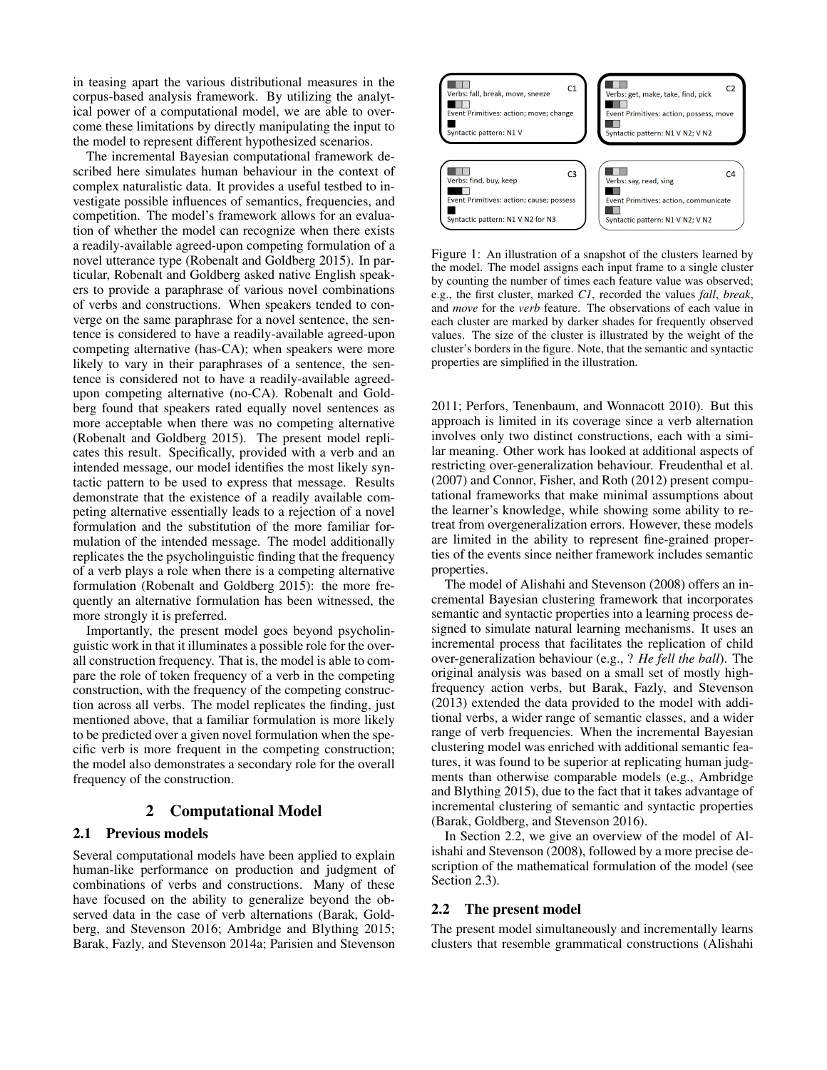in teasing apart the various distributional measures in the corpus-based analysis framework. By utilizing the analytical power of a computational model, we are able to overcome these limitations by directly manipulating the input to the model to represent different hypothesized scenarios.

The incremental Bayesian computational framework described here simulates human behaviour in the context of complex naturalistic data. It provides a useful testbed to investigate possible influences of semantics, frequencies, and competition. The model's framework allows for an evaluation of whether the model can recognize when there exists a readily-available agreed-upon competing formulation of a novel utterance type (Robenalt and Goldberg 2015). In particular, Robenalt and Goldberg asked native English speakers to provide a paraphrase of various novel combinations of verbs and constructions. When speakers tended to converge on the same paraphrase for a novel sentence, the sentence is considered to have a readily-available agreed-upon competing alternative (has-CA); when speakers were more likely to vary in their paraphrases of a sentence, the sentence is considered not to have a readily-available agreed-upon competing alternative (no-CA). Robenalt and Goldberg found that speakers rated equally novel sentences as more acceptable when there was no competing alternative (Robenalt and Goldberg 2015). The present model replicates this result. Specifically, provided with a verb and an intended message, our model identifies the most likely syntactic pattern to be used to express that message. Results demonstrate that the existence of a readily available competing alternative essentially leads to a rejection of a novel formulation and the substitution of the more familiar formulation of the intended message. The model additionally replicates the the psycholinguistic finding that the frequency of a verb plays a role when there is a competing alternative formulation (Robenalt and Goldberg 2015): the more frequently an alternative formulation has been witnessed, the more strongly it is preferred.

Importantly, the present model goes beyond psycholinguistic work in that it illuminates a possible role for the overall construction frequency. That is, the model is able to compare the role of token frequency of a verb in the competing construction, with the frequency of the competing construction across all verbs. The model replicates the finding, just mentioned above, that a familiar formulation is more likely to be predicted over a given novel formulation when the specific verb is more frequent in the competing construction; the model also demonstrates a secondary role for the overall frequency of the construction.

## 2 Computational Model

### 2.1 Previous models

Several computational models have been applied to explain human-like performance on production and judgment of combinations of verbs and constructions. Many of these have focused on the ability to generalize beyond the observed data in the case of verb alternations (Barak, Goldberg, and Stevenson 2016; Ambridge and Blything 2015; Barak, Fazly, and Stevenson 2014a; Parisien and Stevenson 2011; Perfors, Tenenbaum, and Wonnacott 2010). But this approach is limited in its coverage since a verb alternation involves only two distinct constructions, each with a similar meaning. Other work has looked at additional aspects of restricting over-generalization behaviour. Freudenthal et al. (2007) and Connor, Fisher, and Roth (2012) present computational frameworks that make minimal assumptions about the learner's knowledge, while showing some ability to retreat from overgeneralization errors. However, these models are limited in the ability to represent fine-grained properties of the events since neither framework includes semantic properties.

Figure 1: An illustration of a snapshot of the clusters learned by the model. The model assigns each input frame to a single cluster by counting the number of times each feature value was observed; e.g., the first cluster, marked *C1*, recorded the values *fall*, *break*, and *move* for the *verb* feature. The observations of each value in each cluster are marked by darker shades for frequently observed values. The size of the cluster is illustrated by the weight of the cluster's borders in the figure. Note, that the semantic and syntactic properties are simplified in the illustration.

The model of Alishahi and Stevenson (2008) offers an incremental Bayesian clustering framework that incorporates semantic and syntactic properties into a learning process designed to simulate natural learning mechanisms. It uses an incremental process that facilitates the replication of child over-generalization behaviour (e.g., ? *He fell the ball*). The original analysis was based on a small set of mostly high-frequency action verbs, but Barak, Fazly, and Stevenson (2013) extended the data provided to the model with additional verbs, a wider range of semantic classes, and a wider range of verb frequencies. When the incremental Bayesian clustering model was enriched with additional semantic features, it was found to be superior at replicating human judgments than otherwise comparable models (e.g., Ambridge and Blything 2015), due to the fact that it takes advantage of incremental clustering of semantic and syntactic properties (Barak, Goldberg, and Stevenson 2016).

In Section 2.2, we give an overview of the model of Alishahi and Stevenson (2008), followed by a more precise description of the mathematical formulation of the model (see Section 2.3).

### 2.2 The present model

The present model simultaneously and incrementally learns clusters that resemble grammatical constructions (Alishahi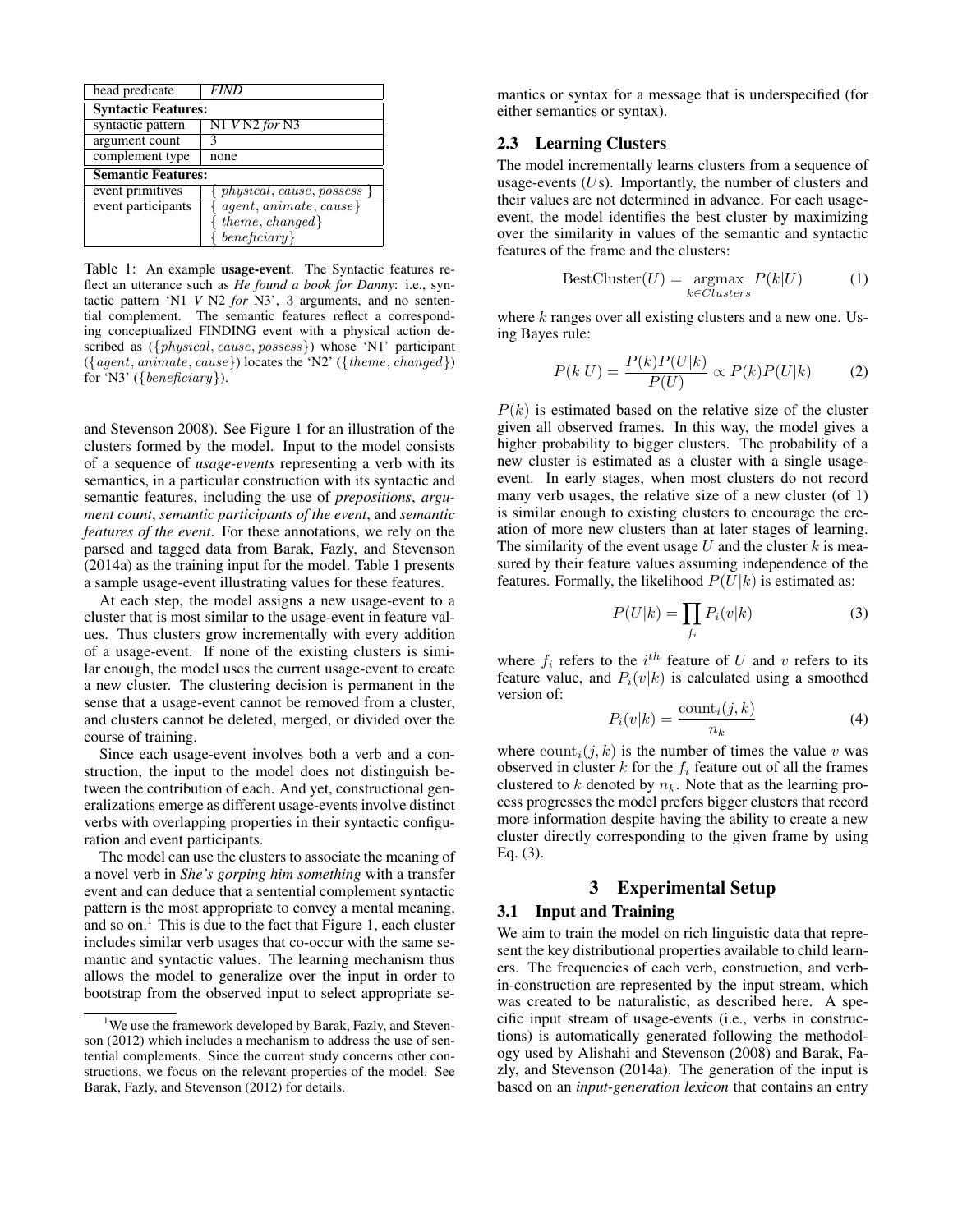| head predicate | *FIND* |
|---|---|
| **Syntactic Features:** | |
| syntactic pattern | N1 *V* N2 *for* N3 |
| argument count | 3 |
| complement type | none |
| **Semantic Features:** | |
| event primitives | $\{$ *physical*, *cause*, *possess* $\}$ |
| event participants | $\{$ *agent*, *animate*, *cause* $\}$ |
| | $\{$ *theme*, *changed* $\}$ |
| | $\{$ *beneficiary* $\}$ |

Table 1: An example **usage-event**. The Syntactic features reflect an utterance such as *He found a book for Danny*: i.e., syntactic pattern 'N1 *V* N2 *for* N3', 3 arguments, and no sentential complement. The semantic features reflect a corresponding conceptualized FINDING event with a physical action described as ($\{physical, cause, possess\}$) whose 'N1' participant ($\{agent, animate, cause\}$) locates the 'N2' ($\{theme, changed\}$) for 'N3' ($\{beneficiary\}$).

and Stevenson 2008). See Figure 1 for an illustration of the clusters formed by the model. Input to the model consists of a sequence of *usage-events* representing a verb with its semantics, in a particular construction with its syntactic and semantic features, including the use of *prepositions*, *argument count*, *semantic participants of the event*, and *semantic features of the event*. For these annotations, we rely on the parsed and tagged data from Barak, Fazly, and Stevenson (2014a) as the training input for the model. Table 1 presents a sample usage-event illustrating values for these features.

At each step, the model assigns a new usage-event to a cluster that is most similar to the usage-event in feature values. Thus clusters grow incrementally with every addition of a usage-event. If none of the existing clusters is similar enough, the model uses the current usage-event to create a new cluster. The clustering decision is permanent in the sense that a usage-event cannot be removed from a cluster, and clusters cannot be deleted, merged, or divided over the course of training.

Since each usage-event involves both a verb and a construction, the input to the model does not distinguish between the contribution of each. And yet, constructional generalizations emerge as different usage-events involve distinct verbs with overlapping properties in their syntactic configuration and event participants.

The model can use the clusters to associate the meaning of a novel verb in *She's gorping him something* with a transfer event and can deduce that a sentential complement syntactic pattern is the most appropriate to convey a mental meaning, and so on.[1] This is due to the fact that Figure 1, each cluster includes similar verb usages that co-occur with the same semantic and syntactic values. The learning mechanism thus allows the model to generalize over the input in order to bootstrap from the observed input to select appropriate semantics or syntax for a message that is underspecified (for either semantics or syntax).

[1]We use the framework developed by Barak, Fazly, and Stevenson (2012) which includes a mechanism to address the use of sentential complements. Since the current study concerns other constructions, we focus on the relevant properties of the model. See Barak, Fazly, and Stevenson (2012) for details.

## 2.3 Learning Clusters

The model incrementally learns clusters from a sequence of usage-events ($U$s). Importantly, the number of clusters and their values are not determined in advance. For each usage-event, the model identifies the best cluster by maximizing over the similarity in values of the semantic and syntactic features of the frame and the clusters:

$$\text{BestCluster}(U) = \underset{k \in Clusters}{\text{argmax}} \; P(k|U) \qquad (1)$$

where $k$ ranges over all existing clusters and a new one. Using Bayes rule:

$$P(k|U) = \frac{P(k)P(U|k)}{P(U)} \propto P(k)P(U|k) \qquad (2)$$

$P(k)$ is estimated based on the relative size of the cluster given all observed frames. In this way, the model gives a higher probability to bigger clusters. The probability of a new cluster is estimated as a cluster with a single usage-event. In early stages, when most clusters do not record many verb usages, the relative size of a new cluster (of 1) is similar enough to existing clusters to encourage the creation of more new clusters than at later stages of learning. The similarity of the event usage $U$ and the cluster $k$ is measured by their feature values assuming independence of the features. Formally, the likelihood $P(U|k)$ is estimated as:

$$P(U|k) = \prod_{f_i} P_i(v|k) \qquad (3)$$

where $f_i$ refers to the $i^{th}$ feature of $U$ and $v$ refers to its feature value, and $P_i(v|k)$ is calculated using a smoothed version of:

$$P_i(v|k) = \frac{\text{count}_i(j,k)}{n_k} \qquad (4)$$

where $\text{count}_i(j,k)$ is the number of times the value $v$ was observed in cluster $k$ for the $f_i$ feature out of all the frames clustered to $k$ denoted by $n_k$. Note that as the learning process progresses the model prefers bigger clusters that record more information despite having the ability to create a new cluster directly corresponding to the given frame by using Eq. (3).

# 3 Experimental Setup

## 3.1 Input and Training

We aim to train the model on rich linguistic data that represent the key distributional properties available to child learners. The frequencies of each verb, construction, and verb-in-construction are represented by the input stream, which was created to be naturalistic, as described here. A specific input stream of usage-events (i.e., verbs in constructions) is automatically generated following the methodology used by Alishahi and Stevenson (2008) and Barak, Fazly, and Stevenson (2014a). The generation of the input is based on an *input-generation lexicon* that contains an entry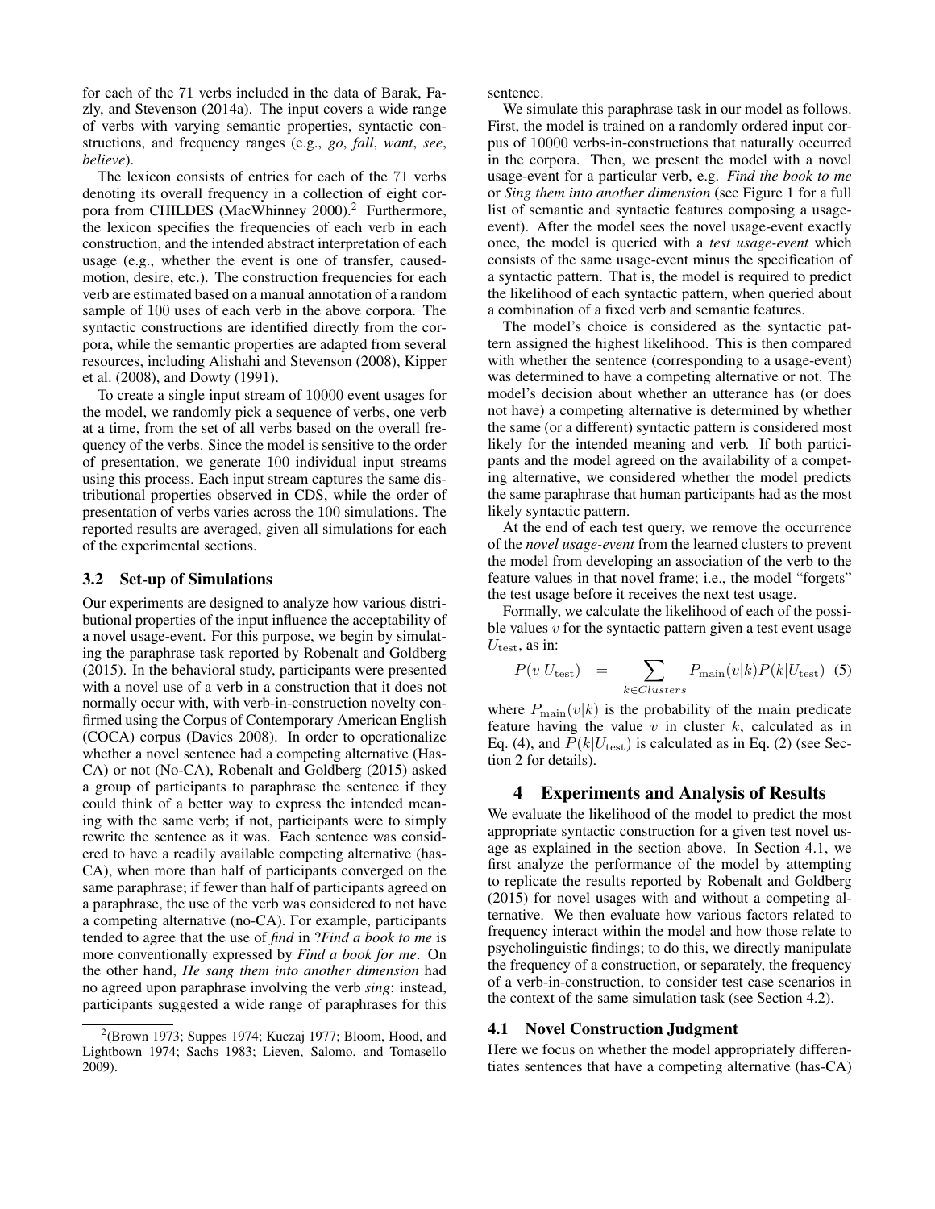for each of the 71 verbs included in the data of Barak, Fazly, and Stevenson (2014a). The input covers a wide range of verbs with varying semantic properties, syntactic constructions, and frequency ranges (e.g., *go*, *fall*, *want*, *see*, *believe*).

The lexicon consists of entries for each of the 71 verbs denoting its overall frequency in a collection of eight corpora from CHILDES (MacWhinney 2000).[2] Furthermore, the lexicon specifies the frequencies of each verb in each construction, and the intended abstract interpretation of each usage (e.g., whether the event is one of transfer, caused-motion, desire, etc.). The construction frequencies for each verb are estimated based on a manual annotation of a random sample of 100 uses of each verb in the above corpora. The syntactic constructions are identified directly from the corpora, while the semantic properties are adapted from several resources, including Alishahi and Stevenson (2008), Kipper et al. (2008), and Dowty (1991).

To create a single input stream of 10000 event usages for the model, we randomly pick a sequence of verbs, one verb at a time, from the set of all verbs based on the overall frequency of the verbs. Since the model is sensitive to the order of presentation, we generate 100 individual input streams using this process. Each input stream captures the same distributional properties observed in CDS, while the order of presentation of verbs varies across the 100 simulations. The reported results are averaged, given all simulations for each of the experimental sections.

## 3.2 Set-up of Simulations

Our experiments are designed to analyze how various distributional properties of the input influence the acceptability of a novel usage-event. For this purpose, we begin by simulating the paraphrase task reported by Robenalt and Goldberg (2015). In the behavioral study, participants were presented with a novel use of a verb in a construction that it does not normally occur with, with verb-in-construction novelty confirmed using the Corpus of Contemporary American English (COCA) corpus (Davies 2008). In order to operationalize whether a novel sentence had a competing alternative (Has-CA) or not (No-CA), Robenalt and Goldberg (2015) asked a group of participants to paraphrase the sentence if they could think of a better way to express the intended meaning with the same verb; if not, participants were to simply rewrite the sentence as it was. Each sentence was considered to have a readily available competing alternative (has-CA), when more than half of participants converged on the same paraphrase; if fewer than half of participants agreed on a paraphrase, the use of the verb was considered to not have a competing alternative (no-CA). For example, participants tended to agree that the use of *find* in ?*Find a book to me* is more conventionally expressed by *Find a book for me*. On the other hand, *He sang them into another dimension* had no agreed upon paraphrase involving the verb *sing*: instead, participants suggested a wide range of paraphrases for this sentence.

We simulate this paraphrase task in our model as follows. First, the model is trained on a randomly ordered input corpus of 10000 verbs-in-constructions that naturally occurred in the corpora. Then, we present the model with a novel usage-event for a particular verb, e.g. *Find the book to me* or *Sing them into another dimension* (see Figure 1 for a full list of semantic and syntactic features composing a usage-event). After the model sees the novel usage-event exactly once, the model is queried with a *test usage-event* which consists of the same usage-event minus the specification of a syntactic pattern. That is, the model is required to predict the likelihood of each syntactic pattern, when queried about a combination of a fixed verb and semantic features.

The model's choice is considered as the syntactic pattern assigned the highest likelihood. This is then compared with whether the sentence (corresponding to a usage-event) was determined to have a competing alternative or not. The model's decision about whether an utterance has (or does not have) a competing alternative is determined by whether the same (or a different) syntactic pattern is considered most likely for the intended meaning and verb. If both participants and the model agreed on the availability of a competing alternative, we considered whether the model predicts the same paraphrase that human participants had as the most likely syntactic pattern.

At the end of each test query, we remove the occurrence of the *novel usage-event* from the learned clusters to prevent the model from developing an association of the verb to the feature values in that novel frame; i.e., the model "forgets" the test usage before it receives the next test usage.

Formally, we calculate the likelihood of each of the possible values $v$ for the syntactic pattern given a test event usage $U_{\text{test}}$, as in:

$$P(v|U_{\text{test}}) = \sum_{k \in Clusters} P_{\text{main}}(v|k) P(k|U_{\text{test}}) \quad (5)$$

where $P_{\text{main}}(v|k)$ is the probability of the main predicate feature having the value $v$ in cluster $k$, calculated as in Eq. (4), and $P(k|U_{\text{test}})$ is calculated as in Eq. (2) (see Section 2 for details).

# 4 Experiments and Analysis of Results

We evaluate the likelihood of the model to predict the most appropriate syntactic construction for a given test novel usage as explained in the section above. In Section 4.1, we first analyze the performance of the model by attempting to replicate the results reported by Robenalt and Goldberg (2015) for novel usages with and without a competing alternative. We then evaluate how various factors related to frequency interact within the model and how those relate to psycholinguistic findings; to do this, we directly manipulate the frequency of a construction, or separately, the frequency of a verb-in-construction, to consider test case scenarios in the context of the same simulation task (see Section 4.2).

## 4.1 Novel Construction Judgment

Here we focus on whether the model appropriately differentiates sentences that have a competing alternative (has-CA)

[2] (Brown 1973; Suppes 1974; Kuczaj 1977; Bloom, Hood, and Lightbown 1974; Sachs 1983; Lieven, Salomo, and Tomasello 2009).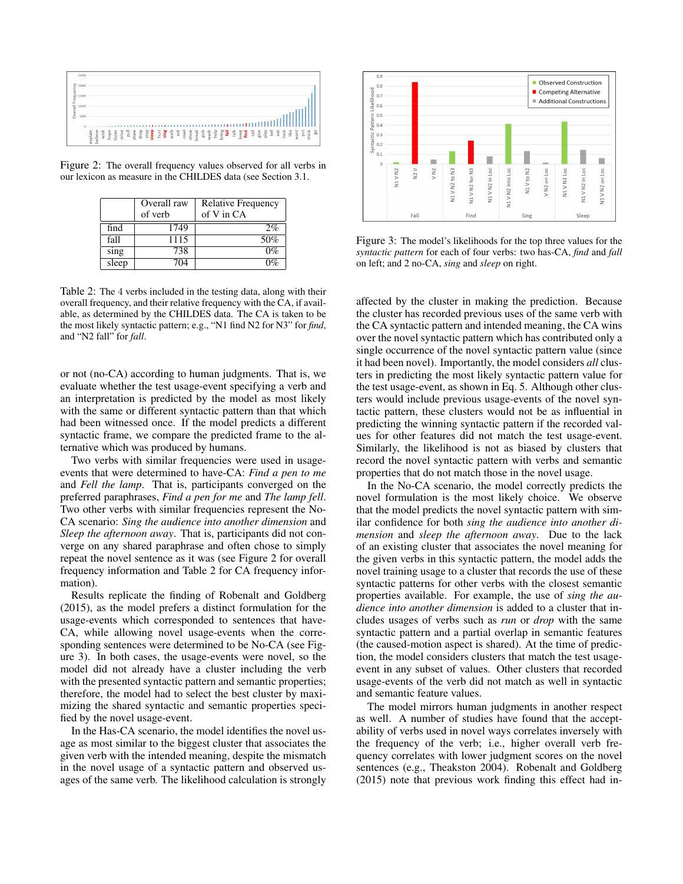Figure 2: The overall frequency values observed for all verbs in our lexicon as measure in the CHILDES data (see Section 3.1.

| | Overall raw of verb | Relative Frequency of V in CA |
|---|---|---|
| find | 1749 | 2% |
| fall | 1115 | 50% |
| sing | 738 | 0% |
| sleep | 704 | 0% |

Table 2: The 4 verbs included in the testing data, along with their overall frequency, and their relative frequency with the CA, if available, as determined by the CHILDES data. The CA is taken to be the most likely syntactic pattern; e.g., "N1 find N2 for N3" for *find*, and "N2 fall" for *fall*.

or not (no-CA) according to human judgments. That is, we evaluate whether the test usage-event specifying a verb and an interpretation is predicted by the model as most likely with the same or different syntactic pattern than that which had been witnessed once. If the model predicts a different syntactic frame, we compare the predicted frame to the alternative which was produced by humans.

Two verbs with similar frequencies were used in usage-events that were determined to have-CA: *Find a pen to me* and *Fell the lamp*. That is, participants converged on the preferred paraphrases, *Find a pen for me* and *The lamp fell*. Two other verbs with similar frequencies represent the No-CA scenario: *Sing the audience into another dimension* and *Sleep the afternoon away*. That is, participants did not converge on any shared paraphrase and often chose to simply repeat the novel sentence as it was (see Figure 2 for overall frequency information and Table 2 for CA frequency information).

Results replicate the finding of Robenalt and Goldberg (2015), as the model prefers a distinct formulation for the usage-events which corresponded to sentences that have-CA, while allowing novel usage-events when the corresponding sentences were determined to be No-CA (see Figure 3). In both cases, the usage-events were novel, so the model did not already have a cluster including the verb with the presented syntactic pattern and semantic properties; therefore, the model had to select the best cluster by maximizing the shared syntactic and semantic properties specified by the novel usage-event.

In the Has-CA scenario, the model identifies the novel usage as most similar to the biggest cluster that associates the given verb with the intended meaning, despite the mismatch in the novel usage of a syntactic pattern and observed usages of the same verb. The likelihood calculation is strongly affected by the cluster in making the prediction. Because the cluster has recorded previous uses of the same verb with the CA syntactic pattern and intended meaning, the CA wins over the novel syntactic pattern which has contributed only a single occurrence of the novel syntactic pattern value (since it had been novel). Importantly, the model considers *all* clusters in predicting the most likely syntactic pattern value for the test usage-event, as shown in Eq. 5. Although other clusters would include previous usage-events of the novel syntactic pattern, these clusters would not be as influential in predicting the winning syntactic pattern if the recorded values for other features did not match the test usage-event. Similarly, the likelihood is not as biased by clusters that record the novel syntactic pattern with verbs and semantic properties that do not match those in the novel usage.

In the No-CA scenario, the model correctly predicts the novel formulation is the most likely choice. We observe that the model predicts the novel syntactic pattern with similar confidence for both *sing the audience into another dimension* and *sleep the afternoon away*. Due to the lack of an existing cluster that associates the novel meaning for the given verbs in this syntactic pattern, the model adds the novel training usage to a cluster that records the use of these syntactic patterns for other verbs with the closest semantic properties available. For example, the use of *sing the audience into another dimension* is added to a cluster that includes usages of verbs such as *run* or *drop* with the same syntactic pattern and a partial overlap in semantic features (the caused-motion aspect is shared). At the time of prediction, the model considers clusters that match the test usage-event in any subset of values. Other clusters that recorded usage-events of the verb did not match as well in syntactic and semantic feature values.

Figure 3: The model's likelihoods for the top three values for the *syntactic pattern* for each of four verbs: two has-CA, *find* and *fall* on left; and 2 no-CA, *sing* and *sleep* on right.

The model mirrors human judgments in another respect as well. A number of studies have found that the acceptability of verbs used in novel ways correlates inversely with the frequency of the verb; i.e., higher overall verb frequency correlates with lower judgment scores on the novel sentences (e.g., Theakston 2004). Robenalt and Goldberg (2015) note that previous work finding this effect had in-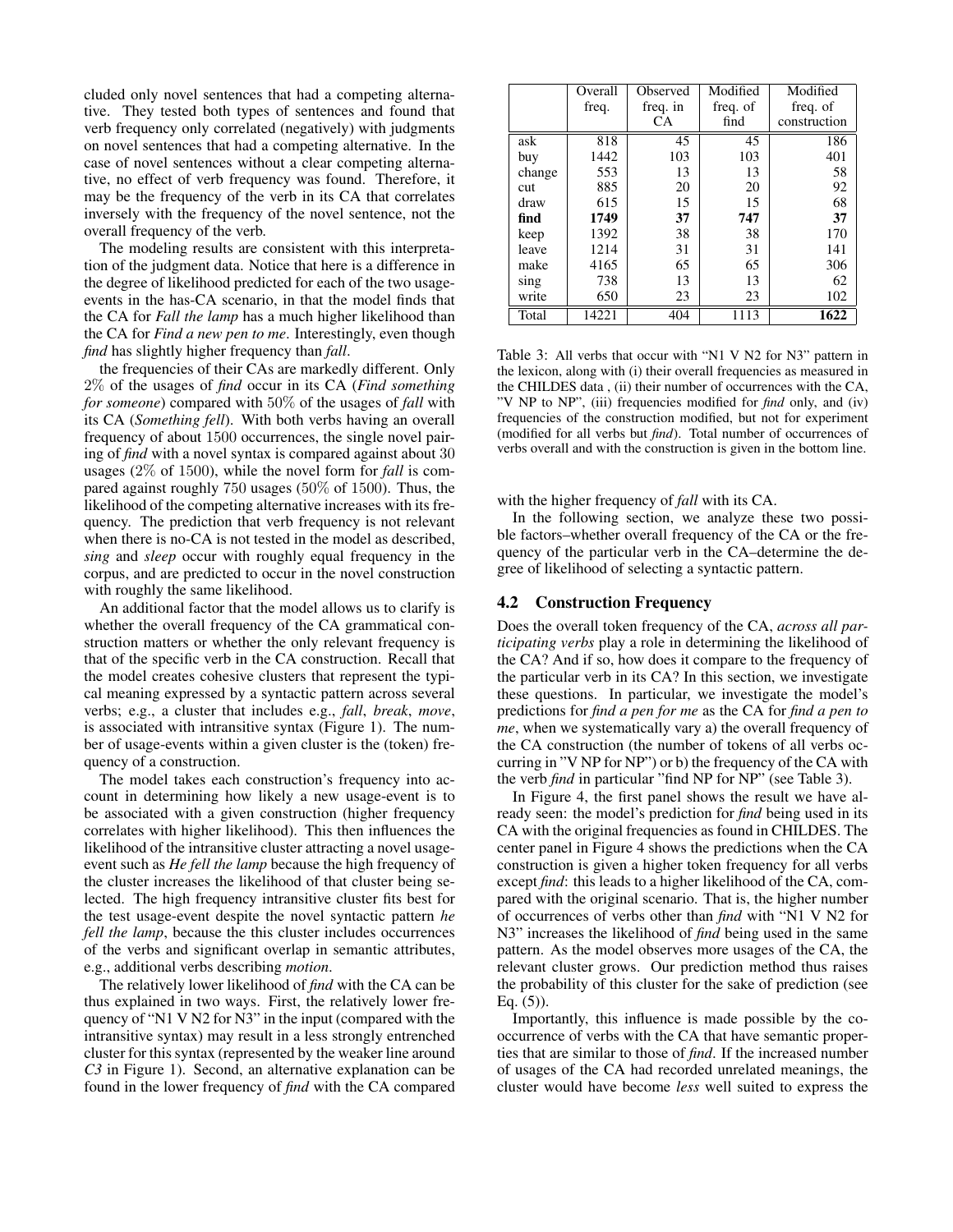cluded only novel sentences that had a competing alternative. They tested both types of sentences and found that verb frequency only correlated (negatively) with judgments on novel sentences that had a competing alternative. In the case of novel sentences without a clear competing alternative, no effect of verb frequency was found. Therefore, it may be the frequency of the verb in its CA that correlates inversely with the frequency of the novel sentence, not the overall frequency of the verb.

The modeling results are consistent with this interpretation of the judgment data. Notice that here is a difference in the degree of likelihood predicted for each of the two usage-events in the has-CA scenario, in that the model finds that the CA for *Fall the lamp* has a much higher likelihood than the CA for *Find a new pen to me*. Interestingly, even though *find* has slightly higher frequency than *fall*.

the frequencies of their CAs are markedly different. Only $2\%$ of the usages of *find* occur in its CA (*Find something for someone*) compared with $50\%$ of the usages of *fall* with its CA (*Something fell*). With both verbs having an overall frequency of about $1500$ occurrences, the single novel pairing of *find* with a novel syntax is compared against about $30$ usages ($2\%$ of $1500$), while the novel form for *fall* is compared against roughly $750$ usages ($50\%$ of $1500$). Thus, the likelihood of the competing alternative increases with its frequency. The prediction that verb frequency is not relevant when there is no-CA is not tested in the model as described, *sing* and *sleep* occur with roughly equal frequency in the corpus, and are predicted to occur in the novel construction with roughly the same likelihood.

An additional factor that the model allows us to clarify is whether the overall frequency of the CA grammatical construction matters or whether the only relevant frequency is that of the specific verb in the CA construction. Recall that the model creates cohesive clusters that represent the typical meaning expressed by a syntactic pattern across several verbs; e.g., a cluster that includes e.g., *fall*, *break*, *move*, is associated with intransitive syntax (Figure 1). The number of usage-events within a given cluster is the (token) frequency of a construction.

The model takes each construction's frequency into account in determining how likely a new usage-event is to be associated with a given construction (higher frequency correlates with higher likelihood). This then influences the likelihood of the intransitive cluster attracting a novel usage-event such as *He fell the lamp* because the high frequency of the cluster increases the likelihood of that cluster being selected. The high frequency intransitive cluster fits best for the test usage-event despite the novel syntactic pattern *he fell the lamp*, because the this cluster includes occurrences of the verbs and significant overlap in semantic attributes, e.g., additional verbs describing *motion*.

The relatively lower likelihood of *find* with the CA can be thus explained in two ways. First, the relatively lower frequency of "N1 V N2 for N3" in the input (compared with the intransitive syntax) may result in a less strongly entrenched cluster for this syntax (represented by the weaker line around *C3* in Figure 1). Second, an alternative explanation can be found in the lower frequency of *find* with the CA compared with the higher frequency of *fall* with its CA.

In the following section, we analyze these two possible factors–whether overall frequency of the CA or the frequency of the particular verb in the CA–determine the degree of likelihood of selecting a syntactic pattern.

| | Overall freq. | Observed freq. in CA | Modified freq. of find | Modified freq. of construction |
|---|---|---|---|---|
| ask | 818 | 45 | 45 | 186 |
| buy | 1442 | 103 | 103 | 401 |
| change | 553 | 13 | 13 | 58 |
| cut | 885 | 20 | 20 | 92 |
| draw | 615 | 15 | 15 | 68 |
| **find** | **1749** | **37** | **747** | **37** |
| keep | 1392 | 38 | 38 | 170 |
| leave | 1214 | 31 | 31 | 141 |
| make | 4165 | 65 | 65 | 306 |
| sing | 738 | 13 | 13 | 62 |
| write | 650 | 23 | 23 | 102 |
| Total | 14221 | 404 | 1113 | **1622** |

Table 3: All verbs that occur with "N1 V N2 for N3" pattern in the lexicon, along with (i) their overall frequencies as measured in the CHILDES data , (ii) their number of occurrences with the CA, "V NP to NP", (iii) frequencies modified for *find* only, and (iv) frequencies of the construction modified, but not for experiment (modified for all verbs but *find*). Total number of occurrences of verbs overall and with the construction is given in the bottom line.

## 4.2 Construction Frequency

Does the overall token frequency of the CA, *across all participating verbs* play a role in determining the likelihood of the CA? And if so, how does it compare to the frequency of the particular verb in its CA? In this section, we investigate these questions. In particular, we investigate the model's predictions for *find a pen for me* as the CA for *find a pen to me*, when we systematically vary a) the overall frequency of the CA construction (the number of tokens of all verbs occurring in "V NP for NP") or b) the frequency of the CA with the verb *find* in particular "find NP for NP" (see Table 3).

In Figure 4, the first panel shows the result we have already seen: the model's prediction for *find* being used in its CA with the original frequencies as found in CHILDES. The center panel in Figure 4 shows the predictions when the CA construction is given a higher token frequency for all verbs except *find*: this leads to a higher likelihood of the CA, compared with the original scenario. That is, the higher number of occurrences of verbs other than *find* with "N1 V N2 for N3" increases the likelihood of *find* being used in the same pattern. As the model observes more usages of the CA, the relevant cluster grows. Our prediction method thus raises the probability of this cluster for the sake of prediction (see Eq. (5)).

Importantly, this influence is made possible by the co-occurrence of verbs with the CA that have semantic properties that are similar to those of *find*. If the increased number of usages of the CA had recorded unrelated meanings, the cluster would have become *less* well suited to express the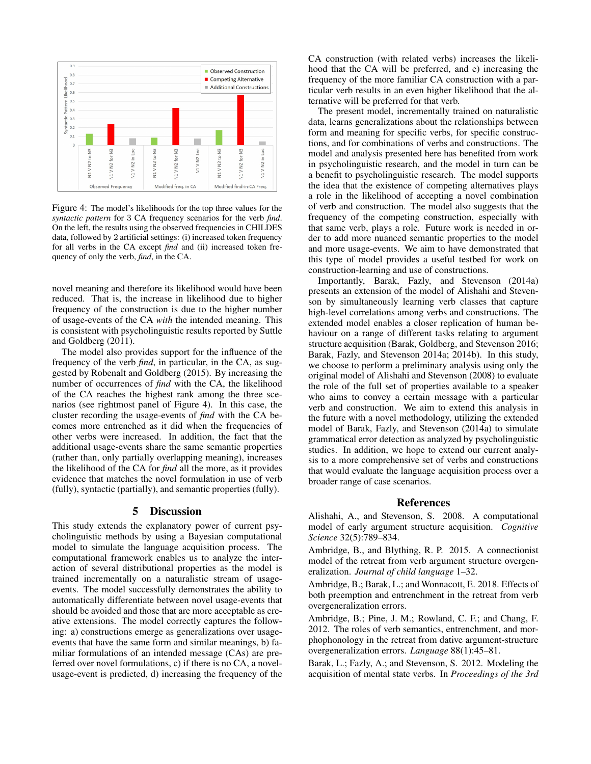Figure 4: The model's likelihoods for the top three values for the *syntactic pattern* for 3 CA frequency scenarios for the verb *find*. On the left, the results using the observed frequencies in CHILDES data, followed by 2 artificial settings: (i) increased token frequency for all verbs in the CA except *find* and (ii) increased token frequency of only the verb, *find*, in the CA.

novel meaning and therefore its likelihood would have been reduced. That is, the increase in likelihood due to higher frequency of the construction is due to the higher number of usage-events of the CA *with* the intended meaning. This is consistent with psycholinguistic results reported by Suttle and Goldberg (2011).

The model also provides support for the influence of the frequency of the verb *find*, in particular, in the CA, as suggested by Robenalt and Goldberg (2015). By increasing the number of occurrences of *find* with the CA, the likelihood of the CA reaches the highest rank among the three scenarios (see rightmost panel of Figure 4). In this case, the cluster recording the usage-events of *find* with the CA becomes more entrenched as it did when the frequencies of other verbs were increased. In addition, the fact that the additional usage-events share the same semantic properties (rather than, only partially overlapping meaning), increases the likelihood of the CA for *find* all the more, as it provides evidence that matches the novel formulation in use of verb (fully), syntactic (partially), and semantic properties (fully).

## 5 Discussion

This study extends the explanatory power of current psycholinguistic methods by using a Bayesian computational model to simulate the language acquisition process. The computational framework enables us to analyze the interaction of several distributional properties as the model is trained incrementally on a naturalistic stream of usage-events. The model successfully demonstrates the ability to automatically differentiate between novel usage-events that should be avoided and those that are more acceptable as creative extensions. The model correctly captures the following: a) constructions emerge as generalizations over usage-events that have the same form and similar meanings, b) familiar formulations of an intended message (CAs) are preferred over novel formulations, c) if there is no CA, a novel-usage-event is predicted, d) increasing the frequency of the CA construction (with related verbs) increases the likelihood that the CA will be preferred, and e) increasing the frequency of the more familiar CA construction with a particular verb results in an even higher likelihood that the alternative will be preferred for that verb.

The present model, incrementally trained on naturalistic data, learns generalizations about the relationships between form and meaning for specific verbs, for specific constructions, and for combinations of verbs and constructions. The model and analysis presented here has benefited from work in psycholinguistic research, and the model in turn can be a benefit to psycholinguistic research. The model supports the idea that the existence of competing alternatives plays a role in the likelihood of accepting a novel combination of verb and construction. The model also suggests that the frequency of the competing construction, especially with that same verb, plays a role. Future work is needed in order to add more nuanced semantic properties to the model and more usage-events. We aim to have demonstrated that this type of model provides a useful testbed for work on construction-learning and use of constructions.

Importantly, Barak, Fazly, and Stevenson (2014a) presents an extension of the model of Alishahi and Stevenson by simultaneously learning verb classes that capture high-level correlations among verbs and constructions. The extended model enables a closer replication of human behaviour on a range of different tasks relating to argument structure acquisition (Barak, Goldberg, and Stevenson 2016; Barak, Fazly, and Stevenson 2014a; 2014b). In this study, we choose to perform a preliminary analysis using only the original model of Alishahi and Stevenson (2008) to evaluate the role of the full set of properties available to a speaker who aims to convey a certain message with a particular verb and construction. We aim to extend this analysis in the future with a novel methodology, utilizing the extended model of Barak, Fazly, and Stevenson (2014a) to simulate grammatical error detection as analyzed by psycholinguistic studies. In addition, we hope to extend our current analysis to a more comprehensive set of verbs and constructions that would evaluate the language acquisition process over a broader range of case scenarios.

## References

Alishahi, A., and Stevenson, S. 2008. A computational model of early argument structure acquisition. *Cognitive Science* 32(5):789–834.

Ambridge, B., and Blything, R. P. 2015. A connectionist model of the retreat from verb argument structure overgeneralization. *Journal of child language* 1–32.

Ambridge, B.; Barak, L.; and Wonnacott, E. 2018. Effects of both preemption and entrenchment in the retreat from verb overgeneralization errors.

Ambridge, B.; Pine, J. M.; Rowland, C. F.; and Chang, F. 2012. The roles of verb semantics, entrenchment, and morphophonology in the retreat from dative argument-structure overgeneralization errors. *Language* 88(1):45–81.

Barak, L.; Fazly, A.; and Stevenson, S. 2012. Modeling the acquisition of mental state verbs. In *Proceedings of the 3rd*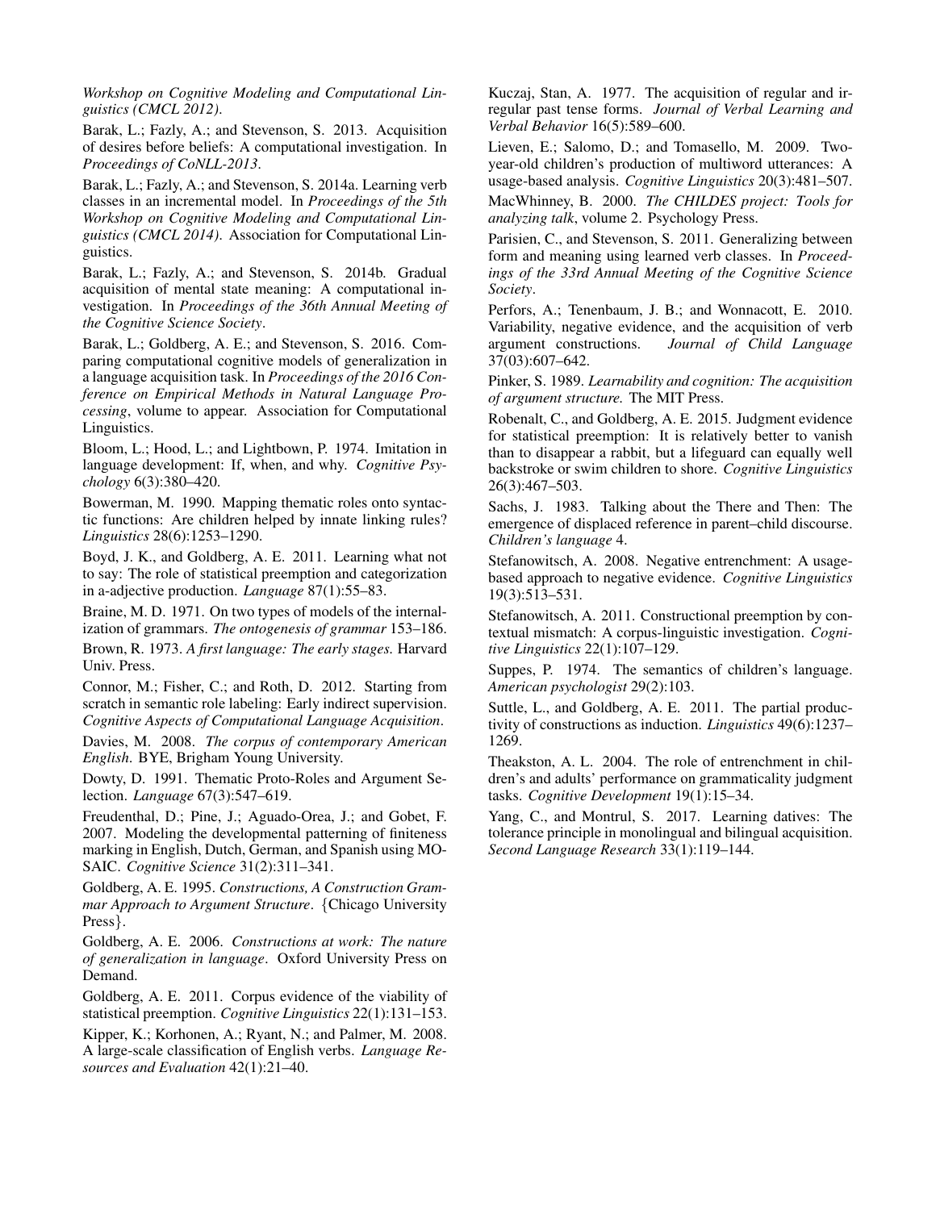*Workshop on Cognitive Modeling and Computational Linguistics (CMCL 2012)*.

Barak, L.; Fazly, A.; and Stevenson, S. 2013. Acquisition of desires before beliefs: A computational investigation. In *Proceedings of CoNLL-2013*.

Barak, L.; Fazly, A.; and Stevenson, S. 2014a. Learning verb classes in an incremental model. In *Proceedings of the 5th Workshop on Cognitive Modeling and Computational Linguistics (CMCL 2014)*. Association for Computational Linguistics.

Barak, L.; Fazly, A.; and Stevenson, S. 2014b. Gradual acquisition of mental state meaning: A computational investigation. In *Proceedings of the 36th Annual Meeting of the Cognitive Science Society*.

Barak, L.; Goldberg, A. E.; and Stevenson, S. 2016. Comparing computational cognitive models of generalization in a language acquisition task. In *Proceedings of the 2016 Conference on Empirical Methods in Natural Language Processing*, volume to appear. Association for Computational Linguistics.

Bloom, L.; Hood, L.; and Lightbown, P. 1974. Imitation in language development: If, when, and why. *Cognitive Psychology* 6(3):380–420.

Bowerman, M. 1990. Mapping thematic roles onto syntactic functions: Are children helped by innate linking rules? *Linguistics* 28(6):1253–1290.

Boyd, J. K., and Goldberg, A. E. 2011. Learning what not to say: The role of statistical preemption and categorization in a-adjective production. *Language* 87(1):55–83.

Braine, M. D. 1971. On two types of models of the internalization of grammars. *The ontogenesis of grammar* 153–186.

Brown, R. 1973. *A first language: The early stages.* Harvard Univ. Press.

Connor, M.; Fisher, C.; and Roth, D. 2012. Starting from scratch in semantic role labeling: Early indirect supervision. *Cognitive Aspects of Computational Language Acquisition*.

Davies, M. 2008. *The corpus of contemporary American English*. BYE, Brigham Young University.

Dowty, D. 1991. Thematic Proto-Roles and Argument Selection. *Language* 67(3):547–619.

Freudenthal, D.; Pine, J.; Aguado-Orea, J.; and Gobet, F. 2007. Modeling the developmental patterning of finiteness marking in English, Dutch, German, and Spanish using MOSAIC. *Cognitive Science* 31(2):311–341.

Goldberg, A. E. 1995. *Constructions, A Construction Grammar Approach to Argument Structure*. {Chicago University Press}.

Goldberg, A. E. 2006. *Constructions at work: The nature of generalization in language*. Oxford University Press on Demand.

Goldberg, A. E. 2011. Corpus evidence of the viability of statistical preemption. *Cognitive Linguistics* 22(1):131–153.

Kipper, K.; Korhonen, A.; Ryant, N.; and Palmer, M. 2008. A large-scale classification of English verbs. *Language Resources and Evaluation* 42(1):21–40.

Kuczaj, Stan, A. 1977. The acquisition of regular and irregular past tense forms. *Journal of Verbal Learning and Verbal Behavior* 16(5):589–600.

Lieven, E.; Salomo, D.; and Tomasello, M. 2009. Two-year-old children's production of multiword utterances: A usage-based analysis. *Cognitive Linguistics* 20(3):481–507.

MacWhinney, B. 2000. *The CHILDES project: Tools for analyzing talk*, volume 2. Psychology Press.

Parisien, C., and Stevenson, S. 2011. Generalizing between form and meaning using learned verb classes. In *Proceedings of the 33rd Annual Meeting of the Cognitive Science Society*.

Perfors, A.; Tenenbaum, J. B.; and Wonnacott, E. 2010. Variability, negative evidence, and the acquisition of verb argument constructions. *Journal of Child Language* 37(03):607–642.

Pinker, S. 1989. *Learnability and cognition: The acquisition of argument structure.* The MIT Press.

Robenalt, C., and Goldberg, A. E. 2015. Judgment evidence for statistical preemption: It is relatively better to vanish than to disappear a rabbit, but a lifeguard can equally well backstroke or swim children to shore. *Cognitive Linguistics* 26(3):467–503.

Sachs, J. 1983. Talking about the There and Then: The emergence of displaced reference in parent–child discourse. *Children's language* 4.

Stefanowitsch, A. 2008. Negative entrenchment: A usage-based approach to negative evidence. *Cognitive Linguistics* 19(3):513–531.

Stefanowitsch, A. 2011. Constructional preemption by contextual mismatch: A corpus-linguistic investigation. *Cognitive Linguistics* 22(1):107–129.

Suppes, P. 1974. The semantics of children's language. *American psychologist* 29(2):103.

Suttle, L., and Goldberg, A. E. 2011. The partial productivity of constructions as induction. *Linguistics* 49(6):1237–1269.

Theakston, A. L. 2004. The role of entrenchment in children's and adults' performance on grammaticality judgment tasks. *Cognitive Development* 19(1):15–34.

Yang, C., and Montrul, S. 2017. Learning datives: The tolerance principle in monolingual and bilingual acquisition. *Second Language Research* 33(1):119–144.